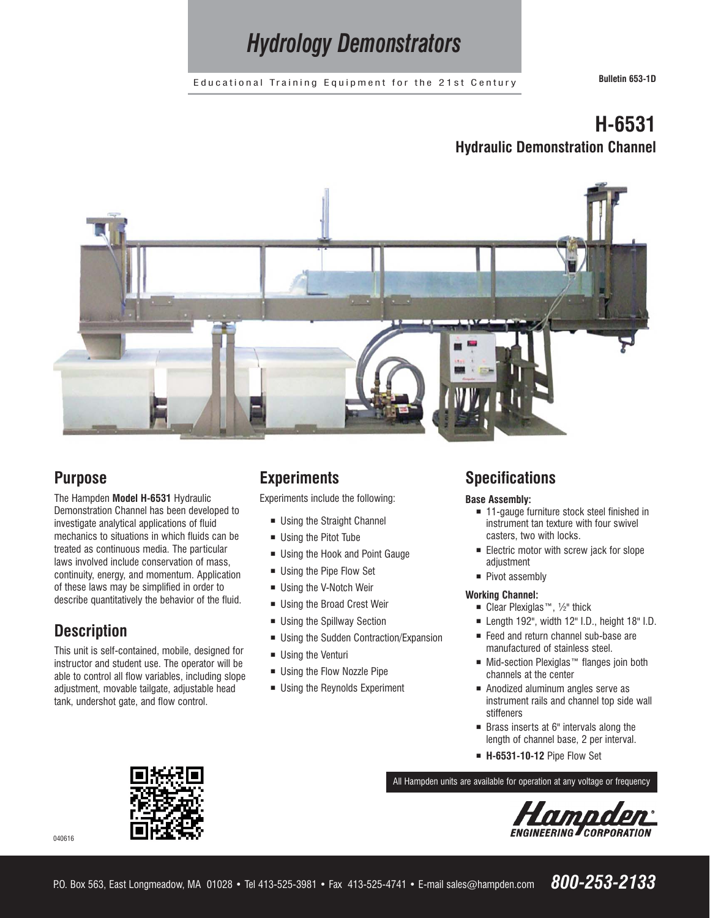# Hydrology Demonstrators

Educational Training Equipment for the 21st Century

Bulletin 653-1D

## H-6531
### Hydraulic Demonstration Channel

## Purpose

The Hampden **Model H-6531** Hydraulic Demonstration Channel has been developed to investigate analytical applications of fluid mechanics to situations in which fluids can be treated as continuous media. The particular laws involved include conservation of mass, continuity, energy, and momentum. Application of these laws may be simplified in order to describe quantitatively the behavior of the fluid.

## Description

This unit is self-contained, mobile, designed for instructor and student use. The operator will be able to control all flow variables, including slope adjustment, movable tailgate, adjustable head tank, undershot gate, and flow control.

## Experiments

Experiments include the following:

- Using the Straight Channel
- Using the Pitot Tube
- Using the Hook and Point Gauge
- Using the Pipe Flow Set
- Using the V-Notch Weir
- Using the Broad Crest Weir
- Using the Spillway Section
- Using the Sudden Contraction/Expansion
- Using the Venturi
- Using the Flow Nozzle Pipe
- Using the Reynolds Experiment

## Specifications

**Base Assembly:**

- 11-gauge furniture stock steel finished in instrument tan texture with four swivel casters, two with locks.
- Electric motor with screw jack for slope adjustment
- Pivot assembly

**Working Channel:**

- Clear Plexiglas™, ½" thick
- Length 192", width 12" I.D., height 18" I.D.
- Feed and return channel sub-base are manufactured of stainless steel.
- Mid-section Plexiglas™ flanges join both channels at the center
- Anodized aluminum angles serve as instrument rails and channel top side wall stiffeners
- Brass inserts at 6" intervals along the length of channel base, 2 per interval.
- **H-6531-10-12** Pipe Flow Set

All Hampden units are available for operation at any voltage or frequency

Hampden ENGINEERING CORPORATION

040616

P.O. Box 563, East Longmeadow, MA 01028 • Tel 413-525-3981 • Fax 413-525-4741 • E-mail sales@hampden.com **800-253-2133**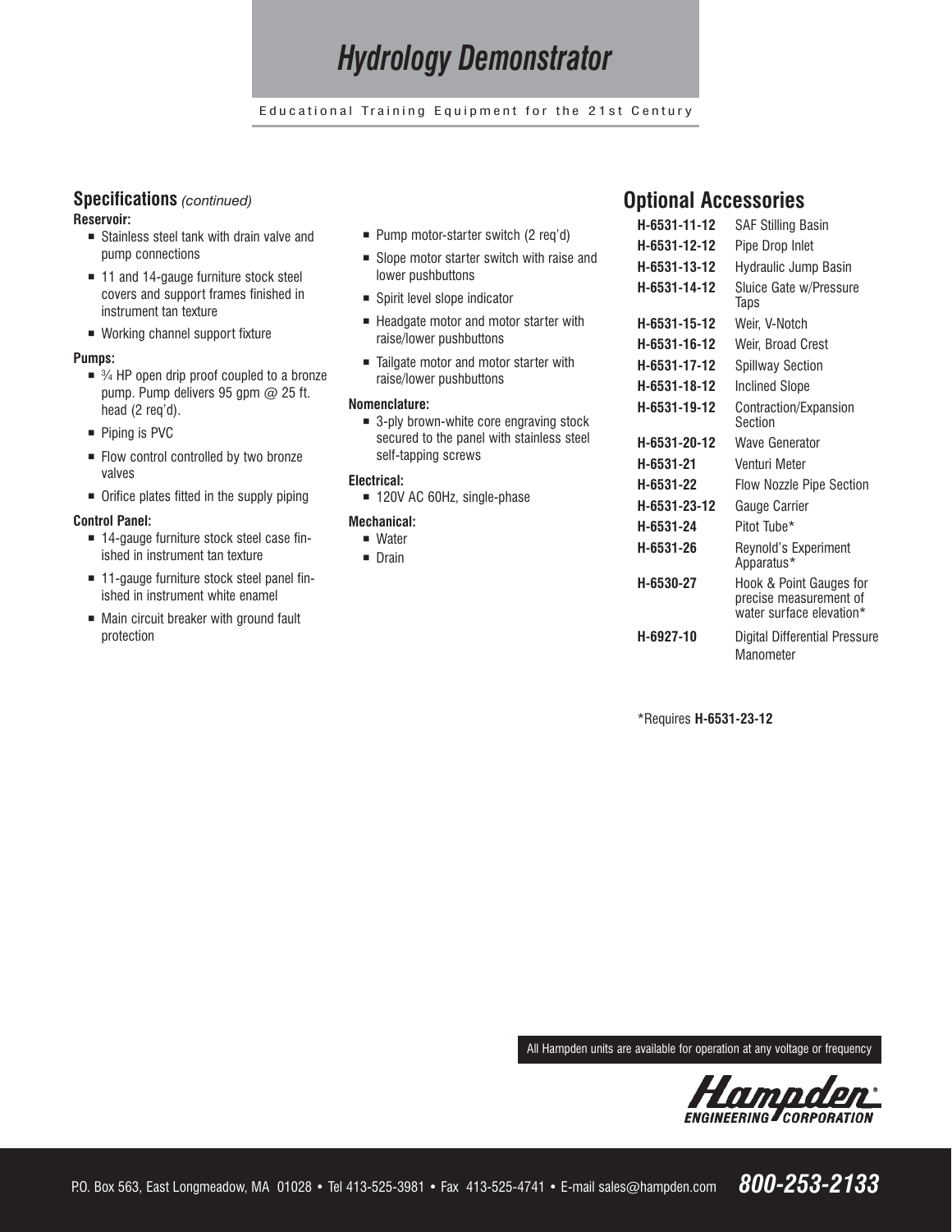# Hydrology Demonstrator

Educational Training Equipment for the 21st Century

## Specifications *(continued)*

**Reservoir:**

- Stainless steel tank with drain valve and pump connections
- 11 and 14-gauge furniture stock steel covers and support frames finished in instrument tan texture
- Working channel support fixture

**Pumps:**

- ¾ HP open drip proof coupled to a bronze pump. Pump delivers 95 gpm @ 25 ft. head (2 req'd).
- Piping is PVC
- Flow control controlled by two bronze valves
- Orifice plates fitted in the supply piping

**Control Panel:**

- 14-gauge furniture stock steel case finished in instrument tan texture
- 11-gauge furniture stock steel panel finished in instrument white enamel
- Main circuit breaker with ground fault protection
- Pump motor-starter switch (2 req'd)
- Slope motor starter switch with raise and lower pushbuttons
- Spirit level slope indicator
- Headgate motor and motor starter with raise/lower pushbuttons
- Tailgate motor and motor starter with raise/lower pushbuttons

**Nomenclature:**

- 3-ply brown-white core engraving stock secured to the panel with stainless steel self-tapping screws

**Electrical:**

- 120V AC 60Hz, single-phase

**Mechanical:**

- Water
- Drain

## Optional Accessories

| | |
|---|---|
| **H-6531-11-12** | SAF Stilling Basin |
| **H-6531-12-12** | Pipe Drop Inlet |
| **H-6531-13-12** | Hydraulic Jump Basin |
| **H-6531-14-12** | Sluice Gate w/Pressure Taps |
| **H-6531-15-12** | Weir, V-Notch |
| **H-6531-16-12** | Weir, Broad Crest |
| **H-6531-17-12** | Spillway Section |
| **H-6531-18-12** | Inclined Slope |
| **H-6531-19-12** | Contraction/Expansion Section |
| **H-6531-20-12** | Wave Generator |
| **H-6531-21** | Venturi Meter |
| **H-6531-22** | Flow Nozzle Pipe Section |
| **H-6531-23-12** | Gauge Carrier |
| **H-6531-24** | Pitot Tube* |
| **H-6531-26** | Reynold's Experiment Apparatus* |
| **H-6530-27** | Hook & Point Gauges for precise measurement of water surface elevation* |
| **H-6927-10** | Digital Differential Pressure Manometer |

*Requires **H-6531-23-12**

All Hampden units are available for operation at any voltage or frequency

Hampden Engineering Corporation

P.O. Box 563, East Longmeadow, MA 01028 • Tel 413-525-3981 • Fax 413-525-4741 • E-mail sales@hampden.com **800-253-2133**